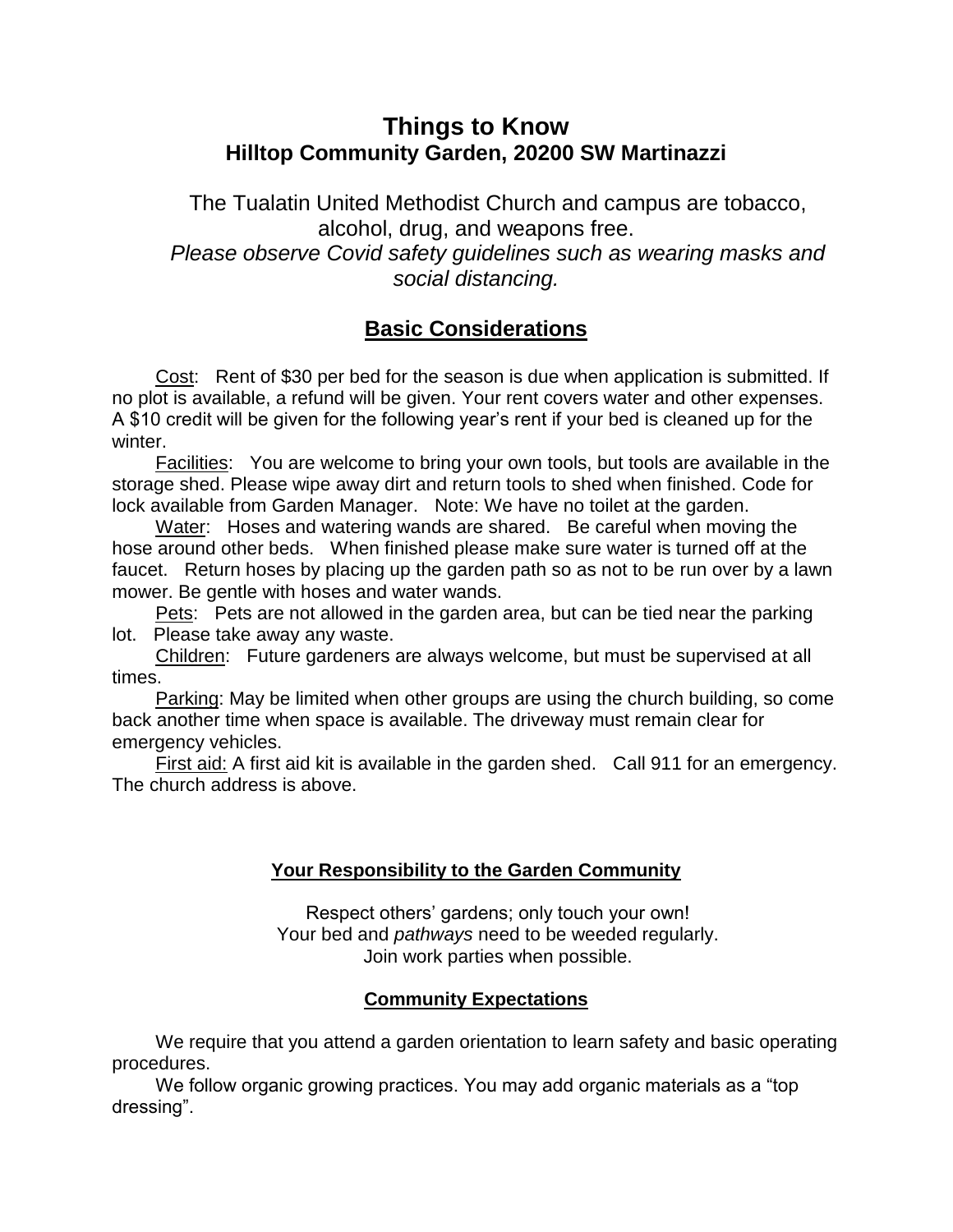# Things to Know
## Hilltop Community Garden, 20200 SW Martinazzi

The Tualatin United Methodist Church and campus are tobacco, alcohol, drug, and weapons free.

*Please observe Covid safety guidelines such as wearing masks and social distancing.*

## Basic Considerations

Cost: Rent of $30 per bed for the season is due when application is submitted. If no plot is available, a refund will be given. Your rent covers water and other expenses. A $10 credit will be given for the following year's rent if your bed is cleaned up for the winter.

Facilities: You are welcome to bring your own tools, but tools are available in the storage shed. Please wipe away dirt and return tools to shed when finished. Code for lock available from Garden Manager. Note: We have no toilet at the garden.

Water: Hoses and watering wands are shared. Be careful when moving the hose around other beds. When finished please make sure water is turned off at the faucet. Return hoses by placing up the garden path so as not to be run over by a lawn mower. Be gentle with hoses and water wands.

Pets: Pets are not allowed in the garden area, but can be tied near the parking lot. Please take away any waste.

Children: Future gardeners are always welcome, but must be supervised at all times.

Parking: May be limited when other groups are using the church building, so come back another time when space is available. The driveway must remain clear for emergency vehicles.

First aid: A first aid kit is available in the garden shed. Call 911 for an emergency. The church address is above.

### Your Responsibility to the Garden Community

Respect others' gardens; only touch your own!
Your bed and *pathways* need to be weeded regularly.
Join work parties when possible.

### Community Expectations

We require that you attend a garden orientation to learn safety and basic operating procedures.

We follow organic growing practices. You may add organic materials as a "top dressing".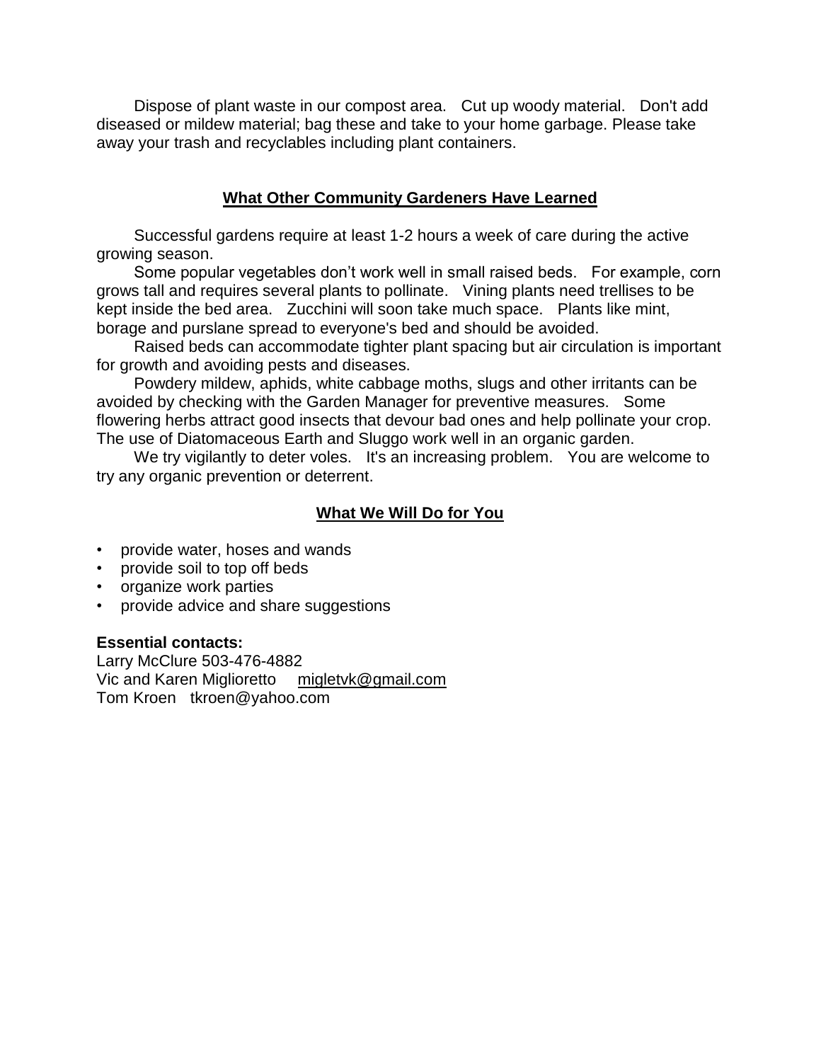Dispose of plant waste in our compost area. Cut up woody material. Don't add diseased or mildew material; bag these and take to your home garbage. Please take away your trash and recyclables including plant containers.

## What Other Community Gardeners Have Learned

Successful gardens require at least 1-2 hours a week of care during the active growing season.

Some popular vegetables don't work well in small raised beds. For example, corn grows tall and requires several plants to pollinate. Vining plants need trellises to be kept inside the bed area. Zucchini will soon take much space. Plants like mint, borage and purslane spread to everyone's bed and should be avoided.

Raised beds can accommodate tighter plant spacing but air circulation is important for growth and avoiding pests and diseases.

Powdery mildew, aphids, white cabbage moths, slugs and other irritants can be avoided by checking with the Garden Manager for preventive measures. Some flowering herbs attract good insects that devour bad ones and help pollinate your crop. The use of Diatomaceous Earth and Sluggo work well in an organic garden.

We try vigilantly to deter voles. It's an increasing problem. You are welcome to try any organic prevention or deterrent.

## What We Will Do for You

- provide water, hoses and wands
- provide soil to top off beds
- organize work parties
- provide advice and share suggestions

**Essential contacts:**
Larry McClure 503-476-4882
Vic and Karen Miglioretto migletvk@gmail.com
Tom Kroen tkroen@yahoo.com